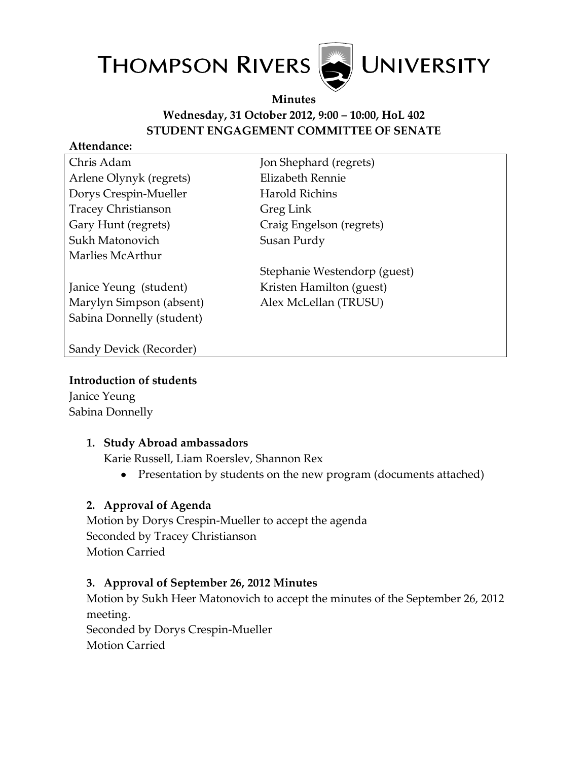# THOMPSON RIVERS UNIVERSITY

**Minutes**

**Wednesday, 31 October 2012, 9:00 – 10:00, HoL 402**

**STUDENT ENGAGEMENT COMMITTEE OF SENATE**

**Attendance:**

| | |
|---|---|
| Chris Adam | Jon Shephard (regrets) |
| Arlene Olynyk (regrets) | Elizabeth Rennie |
| Dorys Crespin-Mueller | Harold Richins |
| Tracey Christianson | Greg Link |
| Gary Hunt (regrets) | Craig Engelson (regrets) |
| Sukh Matonovich | Susan Purdy |
| Marlies McArthur | |
| | Stephanie Westendorp (guest) |
| Janice Yeung (student) | Kristen Hamilton (guest) |
| Marylyn Simpson (absent) | Alex McLellan (TRUSU) |
| Sabina Donnelly (student) | |
| | |
| Sandy Devick (Recorder) | |

**Introduction of students**

Janice Yeung
Sabina Donnelly

1. **Study Abroad ambassadors**
   
   Karie Russell, Liam Roerslev, Shannon Rex
   - Presentation by students on the new program (documents attached)

2. **Approval of Agenda**
   
   Motion by Dorys Crespin-Mueller to accept the agenda
   Seconded by Tracey Christianson
   Motion Carried

3. **Approval of September 26, 2012 Minutes**
   
   Motion by Sukh Heer Matonovich to accept the minutes of the September 26, 2012 meeting.
   Seconded by Dorys Crespin-Mueller
   Motion Carried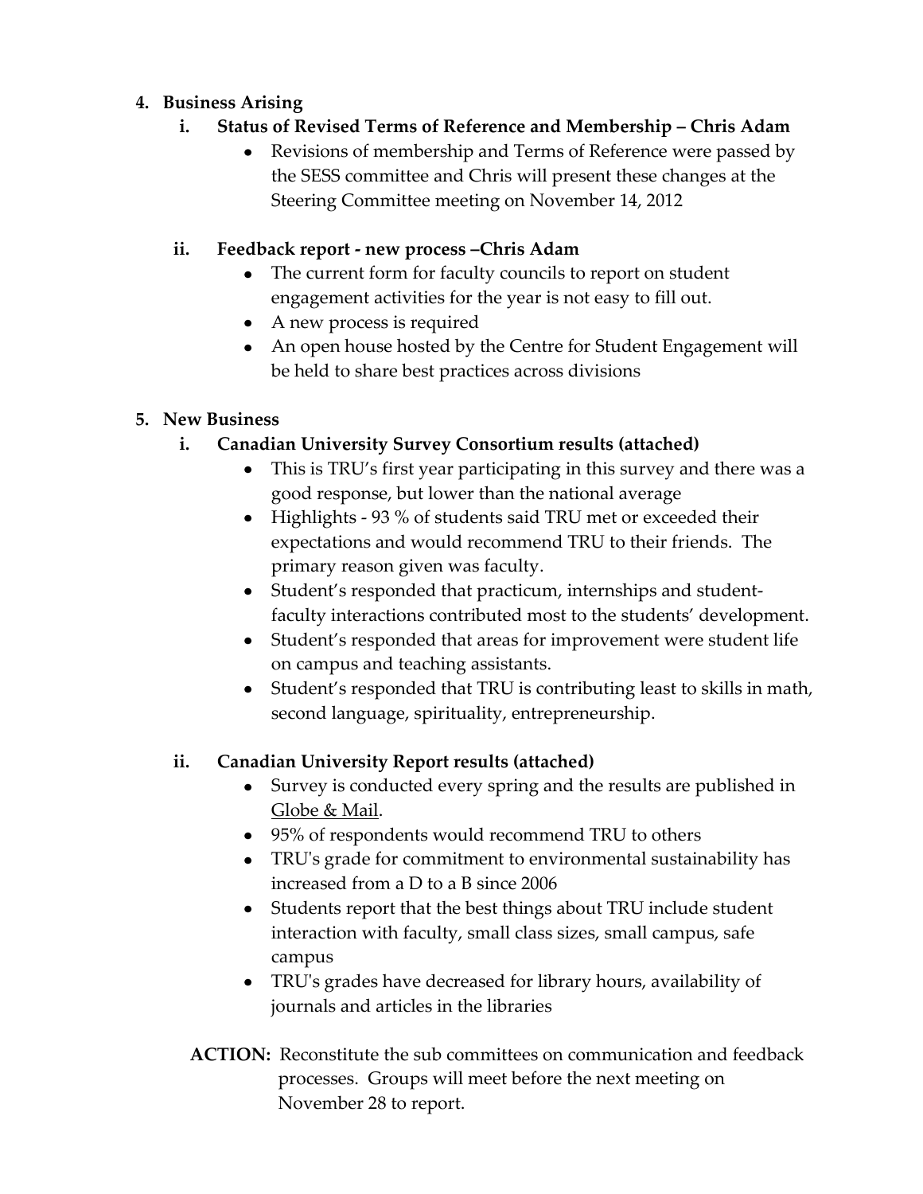4. **Business Arising**
    i. **Status of Revised Terms of Reference and Membership – Chris Adam**
        - Revisions of membership and Terms of Reference were passed by the SESS committee and Chris will present these changes at the Steering Committee meeting on November 14, 2012

    ii. **Feedback report - new process –Chris Adam**
        - The current form for faculty councils to report on student engagement activities for the year is not easy to fill out.
        - A new process is required
        - An open house hosted by the Centre for Student Engagement will be held to share best practices across divisions

5. **New Business**
    i. **Canadian University Survey Consortium results (attached)**
        - This is TRU's first year participating in this survey and there was a good response, but lower than the national average
        - Highlights - 93 % of students said TRU met or exceeded their expectations and would recommend TRU to their friends. The primary reason given was faculty.
        - Student's responded that practicum, internships and student-faculty interactions contributed most to the students' development.
        - Student's responded that areas for improvement were student life on campus and teaching assistants.
        - Student's responded that TRU is contributing least to skills in math, second language, spirituality, entrepreneurship.

    ii. **Canadian University Report results (attached)**
        - Survey is conducted every spring and the results are published in Globe & Mail.
        - 95% of respondents would recommend TRU to others
        - TRU's grade for commitment to environmental sustainability has increased from a D to a B since 2006
        - Students report that the best things about TRU include student interaction with faculty, small class sizes, small campus, safe campus
        - TRU's grades have decreased for library hours, availability of journals and articles in the libraries

**ACTION:** Reconstitute the sub committees on communication and feedback processes. Groups will meet before the next meeting on November 28 to report.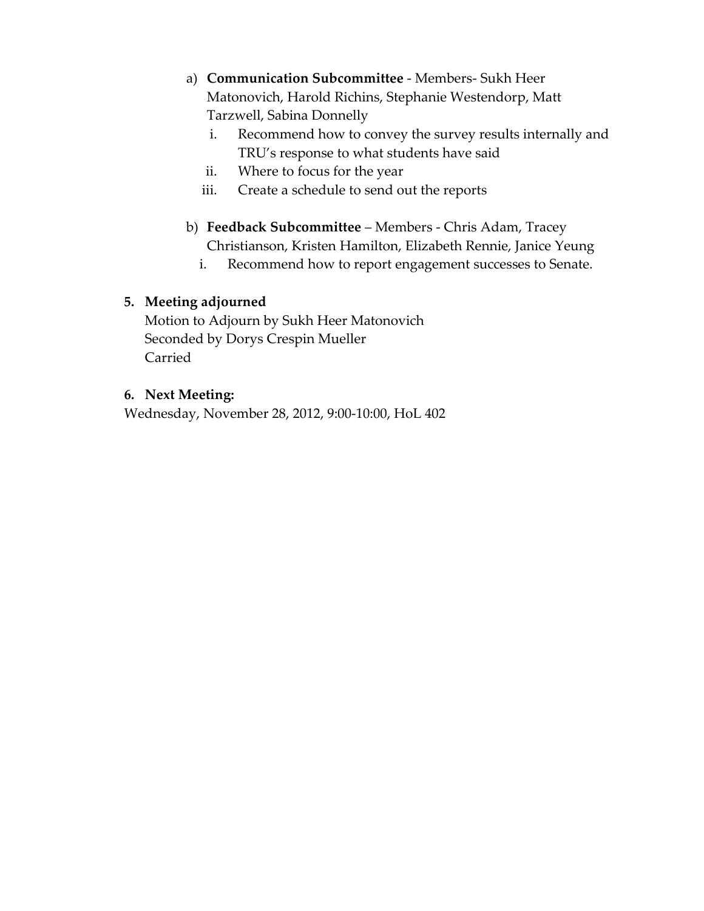a) **Communication Subcommittee** - Members- Sukh Heer Matonovich, Harold Richins, Stephanie Westendorp, Matt Tarzwell, Sabina Donnelly
   i. Recommend how to convey the survey results internally and TRU's response to what students have said
   ii. Where to focus for the year
   iii. Create a schedule to send out the reports

b) **Feedback Subcommittee** – Members - Chris Adam, Tracey Christianson, Kristen Hamilton, Elizabeth Rennie, Janice Yeung
   i. Recommend how to report engagement successes to Senate.

**5. Meeting adjourned**

Motion to Adjourn by Sukh Heer Matonovich
Seconded by Dorys Crespin Mueller
Carried

**6. Next Meeting:**

Wednesday, November 28, 2012, 9:00-10:00, HoL 402